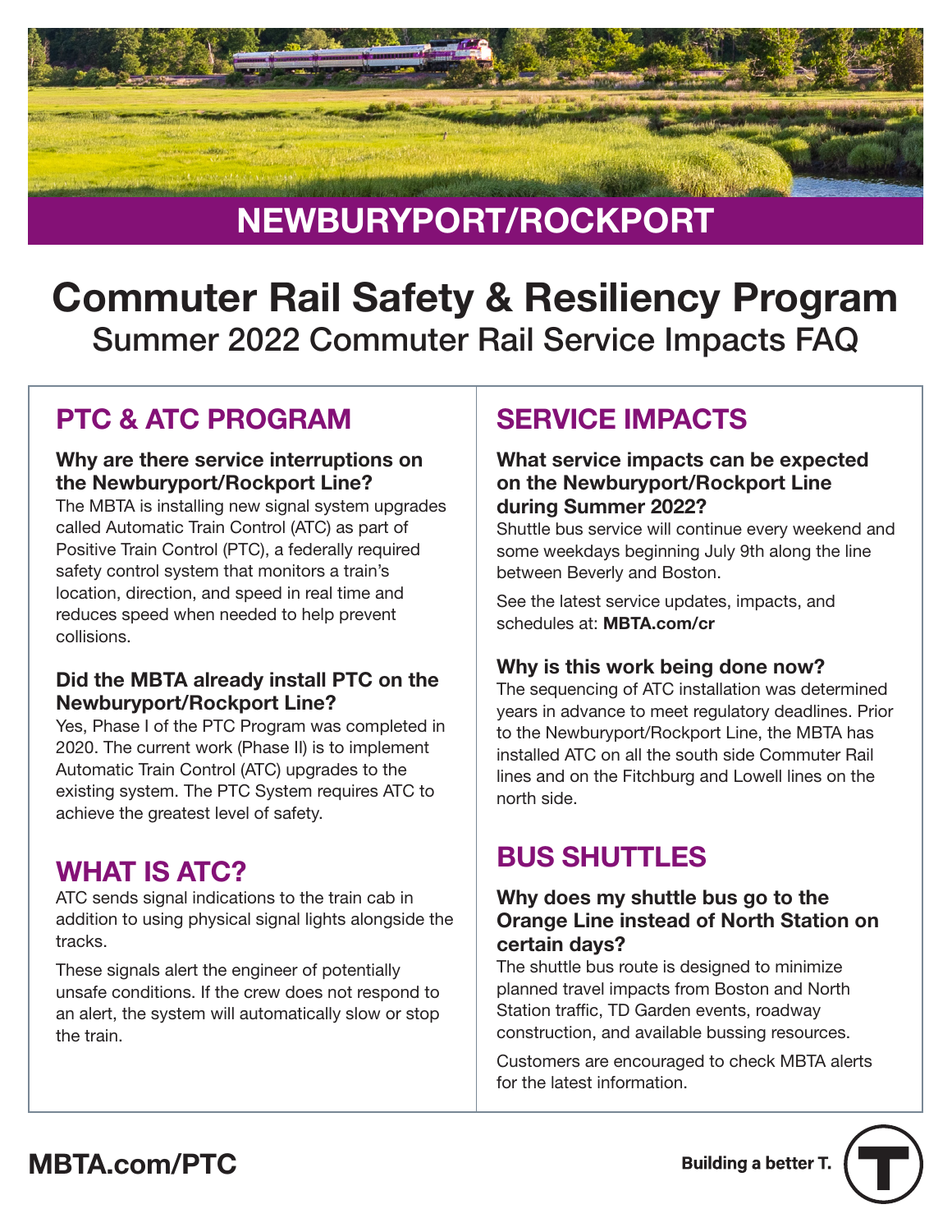# NEWBURYPORT/ROCKPORT

# Commuter Rail Safety & Resiliency Program

## Summer 2022 Commuter Rail Service Impacts FAQ

## PTC & ATC PROGRAM

### Why are there service interruptions on the Newburyport/Rockport Line?

The MBTA is installing new signal system upgrades called Automatic Train Control (ATC) as part of Positive Train Control (PTC), a federally required safety control system that monitors a train's location, direction, and speed in real time and reduces speed when needed to help prevent collisions.

### Did the MBTA already install PTC on the Newburyport/Rockport Line?

Yes, Phase I of the PTC Program was completed in 2020. The current work (Phase II) is to implement Automatic Train Control (ATC) upgrades to the existing system. The PTC System requires ATC to achieve the greatest level of safety.

## WHAT IS ATC?

ATC sends signal indications to the train cab in addition to using physical signal lights alongside the tracks.

These signals alert the engineer of potentially unsafe conditions. If the crew does not respond to an alert, the system will automatically slow or stop the train.

## SERVICE IMPACTS

### What service impacts can be expected on the Newburyport/Rockport Line during Summer 2022?

Shuttle bus service will continue every weekend and some weekdays beginning July 9th along the line between Beverly and Boston.

See the latest service updates, impacts, and schedules at: **MBTA.com/cr**

### Why is this work being done now?

The sequencing of ATC installation was determined years in advance to meet regulatory deadlines. Prior to the Newburyport/Rockport Line, the MBTA has installed ATC on all the south side Commuter Rail lines and on the Fitchburg and Lowell lines on the north side.

## BUS SHUTTLES

### Why does my shuttle bus go to the Orange Line instead of North Station on certain days?

The shuttle bus route is designed to minimize planned travel impacts from Boston and North Station traffic, TD Garden events, roadway construction, and available bussing resources.

Customers are encouraged to check MBTA alerts for the latest information.

**MBTA.com/PTC**

Building a better T.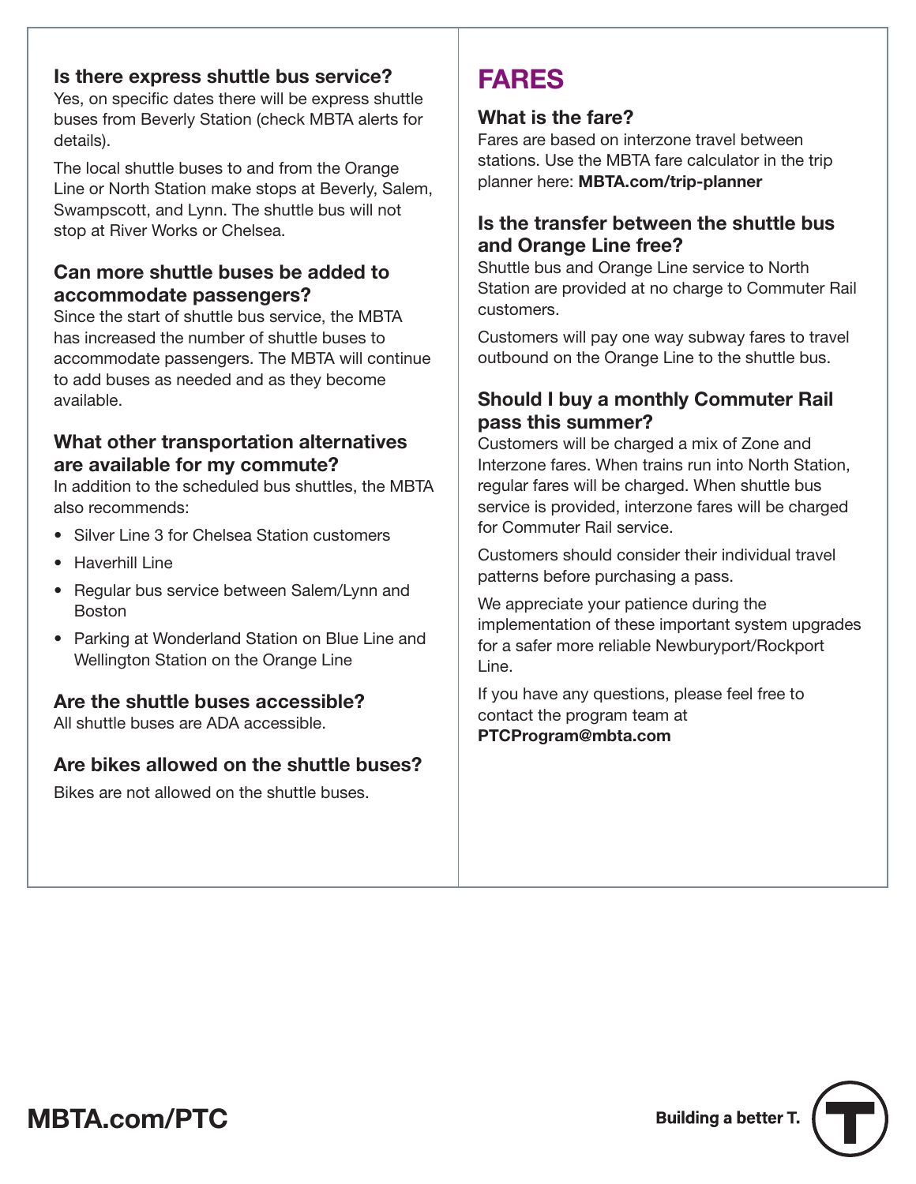### Is there express shuttle bus service?

Yes, on specific dates there will be express shuttle buses from Beverly Station (check MBTA alerts for details).

The local shuttle buses to and from the Orange Line or North Station make stops at Beverly, Salem, Swampscott, and Lynn. The shuttle bus will not stop at River Works or Chelsea.

### Can more shuttle buses be added to accommodate passengers?

Since the start of shuttle bus service, the MBTA has increased the number of shuttle buses to accommodate passengers. The MBTA will continue to add buses as needed and as they become available.

### What other transportation alternatives are available for my commute?

In addition to the scheduled bus shuttles, the MBTA also recommends:

- Silver Line 3 for Chelsea Station customers
- Haverhill Line
- Regular bus service between Salem/Lynn and Boston
- Parking at Wonderland Station on Blue Line and Wellington Station on the Orange Line

### Are the shuttle buses accessible?

All shuttle buses are ADA accessible.

### Are bikes allowed on the shuttle buses?

Bikes are not allowed on the shuttle buses.

## FARES

### What is the fare?

Fares are based on interzone travel between stations. Use the MBTA fare calculator in the trip planner here: **MBTA.com/trip-planner**

### Is the transfer between the shuttle bus and Orange Line free?

Shuttle bus and Orange Line service to North Station are provided at no charge to Commuter Rail customers.

Customers will pay one way subway fares to travel outbound on the Orange Line to the shuttle bus.

### Should I buy a monthly Commuter Rail pass this summer?

Customers will be charged a mix of Zone and Interzone fares. When trains run into North Station, regular fares will be charged. When shuttle bus service is provided, interzone fares will be charged for Commuter Rail service.

Customers should consider their individual travel patterns before purchasing a pass.

We appreciate your patience during the implementation of these important system upgrades for a safer more reliable Newburyport/Rockport Line.

If you have any questions, please feel free to contact the program team at **PTCProgram@mbta.com**

**MBTA.com/PTC**

**Building a better T.**